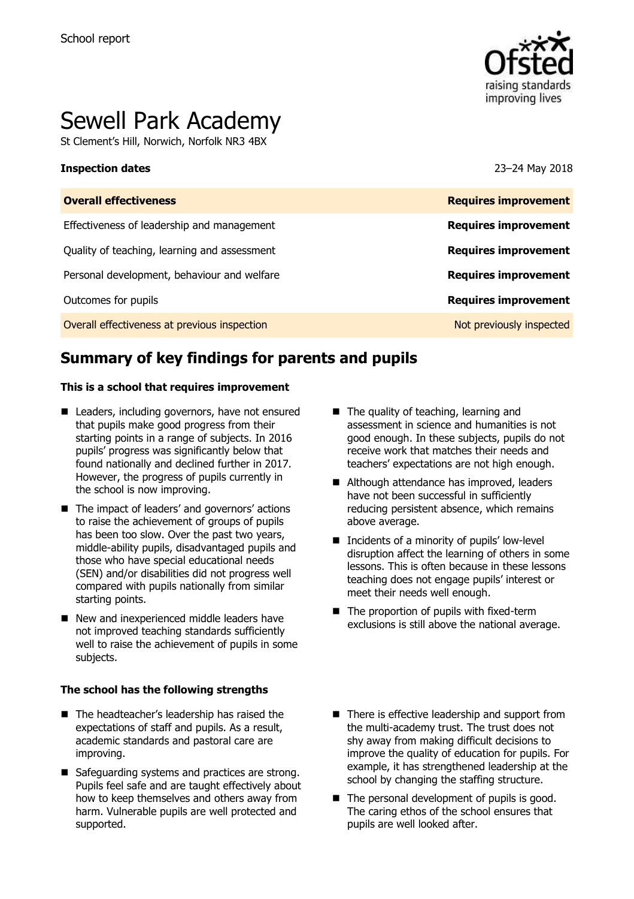School report

# Sewell Park Academy

St Clement's Hill, Norwich, Norfolk NR3 4BX

| **Inspection dates** | 23–24 May 2018 |
| --- | --- |
| **Overall effectiveness** | **Requires improvement** |
| Effectiveness of leadership and management | **Requires improvement** |
| Quality of teaching, learning and assessment | **Requires improvement** |
| Personal development, behaviour and welfare | **Requires improvement** |
| Outcomes for pupils | **Requires improvement** |
| Overall effectiveness at previous inspection | Not previously inspected |

## Summary of key findings for parents and pupils

### This is a school that requires improvement

- Leaders, including governors, have not ensured that pupils make good progress from their starting points in a range of subjects. In 2016 pupils' progress was significantly below that found nationally and declined further in 2017. However, the progress of pupils currently in the school is now improving.
- The impact of leaders' and governors' actions to raise the achievement of groups of pupils has been too slow. Over the past two years, middle-ability pupils, disadvantaged pupils and those who have special educational needs (SEN) and/or disabilities did not progress well compared with pupils nationally from similar starting points.
- New and inexperienced middle leaders have not improved teaching standards sufficiently well to raise the achievement of pupils in some subjects.
- The quality of teaching, learning and assessment in science and humanities is not good enough. In these subjects, pupils do not receive work that matches their needs and teachers' expectations are not high enough.
- Although attendance has improved, leaders have not been successful in sufficiently reducing persistent absence, which remains above average.
- Incidents of a minority of pupils' low-level disruption affect the learning of others in some lessons. This is often because in these lessons teaching does not engage pupils' interest or meet their needs well enough.
- The proportion of pupils with fixed-term exclusions is still above the national average.

### The school has the following strengths

- The headteacher's leadership has raised the expectations of staff and pupils. As a result, academic standards and pastoral care are improving.
- Safeguarding systems and practices are strong. Pupils feel safe and are taught effectively about how to keep themselves and others away from harm. Vulnerable pupils are well protected and supported.
- There is effective leadership and support from the multi-academy trust. The trust does not shy away from making difficult decisions to improve the quality of education for pupils. For example, it has strengthened leadership at the school by changing the staffing structure.
- The personal development of pupils is good. The caring ethos of the school ensures that pupils are well looked after.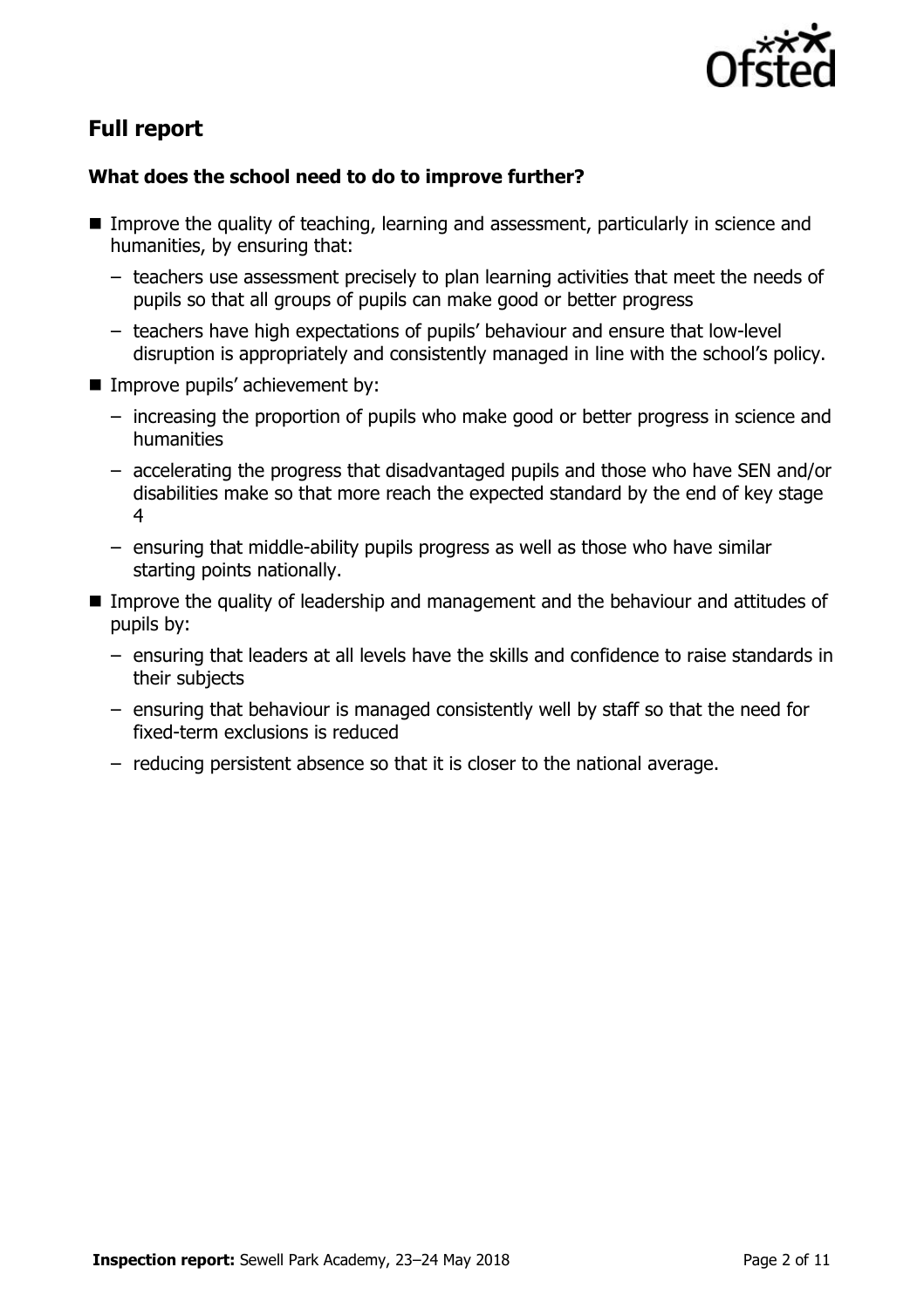## Full report

### What does the school need to do to improve further?

- Improve the quality of teaching, learning and assessment, particularly in science and humanities, by ensuring that:
  - teachers use assessment precisely to plan learning activities that meet the needs of pupils so that all groups of pupils can make good or better progress
  - teachers have high expectations of pupils' behaviour and ensure that low-level disruption is appropriately and consistently managed in line with the school's policy.
- Improve pupils' achievement by:
  - increasing the proportion of pupils who make good or better progress in science and humanities
  - accelerating the progress that disadvantaged pupils and those who have SEN and/or disabilities make so that more reach the expected standard by the end of key stage 4
  - ensuring that middle-ability pupils progress as well as those who have similar starting points nationally.
- Improve the quality of leadership and management and the behaviour and attitudes of pupils by:
  - ensuring that leaders at all levels have the skills and confidence to raise standards in their subjects
  - ensuring that behaviour is managed consistently well by staff so that the need for fixed-term exclusions is reduced
  - reducing persistent absence so that it is closer to the national average.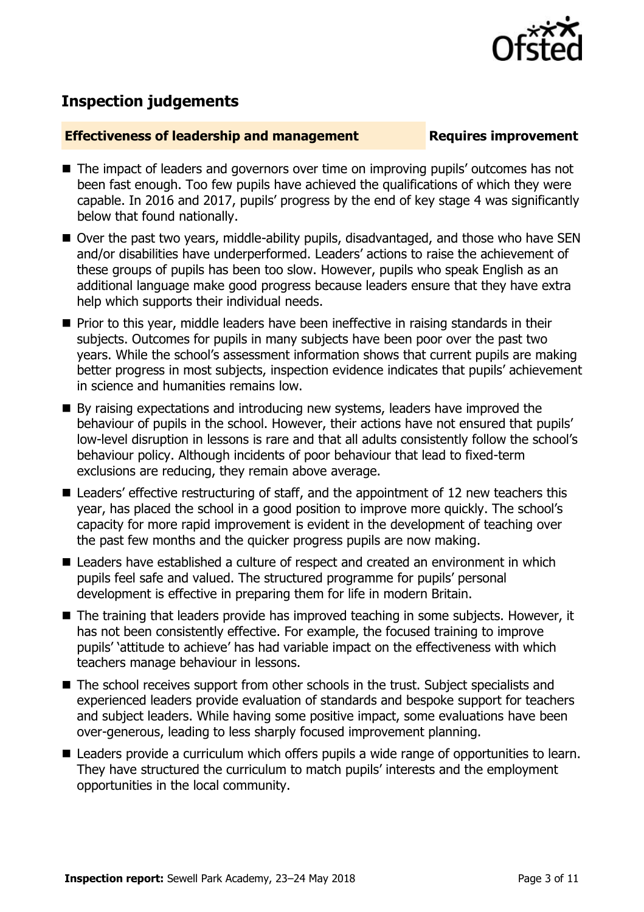## Inspection judgements

**Effectiveness of leadership and management** **Requires improvement**

- The impact of leaders and governors over time on improving pupils' outcomes has not been fast enough. Too few pupils have achieved the qualifications of which they were capable. In 2016 and 2017, pupils' progress by the end of key stage 4 was significantly below that found nationally.
- Over the past two years, middle-ability pupils, disadvantaged, and those who have SEN and/or disabilities have underperformed. Leaders' actions to raise the achievement of these groups of pupils has been too slow. However, pupils who speak English as an additional language make good progress because leaders ensure that they have extra help which supports their individual needs.
- Prior to this year, middle leaders have been ineffective in raising standards in their subjects. Outcomes for pupils in many subjects have been poor over the past two years. While the school's assessment information shows that current pupils are making better progress in most subjects, inspection evidence indicates that pupils' achievement in science and humanities remains low.
- By raising expectations and introducing new systems, leaders have improved the behaviour of pupils in the school. However, their actions have not ensured that pupils' low-level disruption in lessons is rare and that all adults consistently follow the school's behaviour policy. Although incidents of poor behaviour that lead to fixed-term exclusions are reducing, they remain above average.
- Leaders' effective restructuring of staff, and the appointment of 12 new teachers this year, has placed the school in a good position to improve more quickly. The school's capacity for more rapid improvement is evident in the development of teaching over the past few months and the quicker progress pupils are now making.
- Leaders have established a culture of respect and created an environment in which pupils feel safe and valued. The structured programme for pupils' personal development is effective in preparing them for life in modern Britain.
- The training that leaders provide has improved teaching in some subjects. However, it has not been consistently effective. For example, the focused training to improve pupils' 'attitude to achieve' has had variable impact on the effectiveness with which teachers manage behaviour in lessons.
- The school receives support from other schools in the trust. Subject specialists and experienced leaders provide evaluation of standards and bespoke support for teachers and subject leaders. While having some positive impact, some evaluations have been over-generous, leading to less sharply focused improvement planning.
- Leaders provide a curriculum which offers pupils a wide range of opportunities to learn. They have structured the curriculum to match pupils' interests and the employment opportunities in the local community.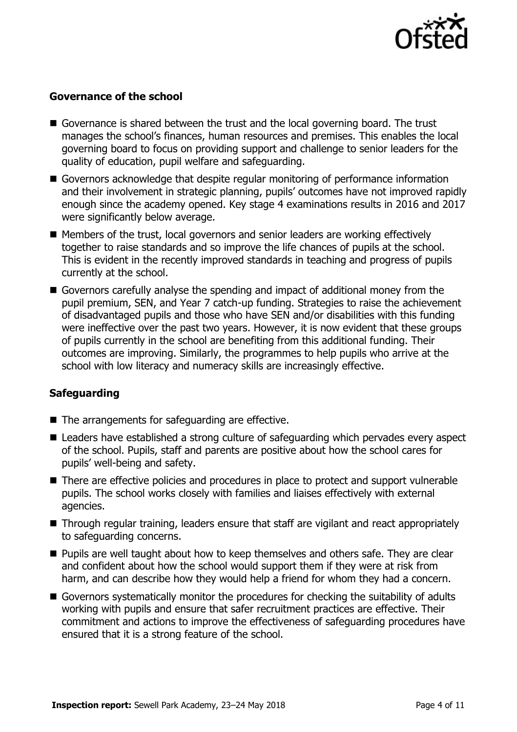### Governance of the school

- Governance is shared between the trust and the local governing board. The trust manages the school's finances, human resources and premises. This enables the local governing board to focus on providing support and challenge to senior leaders for the quality of education, pupil welfare and safeguarding.
- Governors acknowledge that despite regular monitoring of performance information and their involvement in strategic planning, pupils' outcomes have not improved rapidly enough since the academy opened. Key stage 4 examinations results in 2016 and 2017 were significantly below average.
- Members of the trust, local governors and senior leaders are working effectively together to raise standards and so improve the life chances of pupils at the school. This is evident in the recently improved standards in teaching and progress of pupils currently at the school.
- Governors carefully analyse the spending and impact of additional money from the pupil premium, SEN, and Year 7 catch-up funding. Strategies to raise the achievement of disadvantaged pupils and those who have SEN and/or disabilities with this funding were ineffective over the past two years. However, it is now evident that these groups of pupils currently in the school are benefiting from this additional funding. Their outcomes are improving. Similarly, the programmes to help pupils who arrive at the school with low literacy and numeracy skills are increasingly effective.

### Safeguarding

- The arrangements for safeguarding are effective.
- Leaders have established a strong culture of safeguarding which pervades every aspect of the school. Pupils, staff and parents are positive about how the school cares for pupils' well-being and safety.
- There are effective policies and procedures in place to protect and support vulnerable pupils. The school works closely with families and liaises effectively with external agencies.
- Through regular training, leaders ensure that staff are vigilant and react appropriately to safeguarding concerns.
- Pupils are well taught about how to keep themselves and others safe. They are clear and confident about how the school would support them if they were at risk from harm, and can describe how they would help a friend for whom they had a concern.
- Governors systematically monitor the procedures for checking the suitability of adults working with pupils and ensure that safer recruitment practices are effective. Their commitment and actions to improve the effectiveness of safeguarding procedures have ensured that it is a strong feature of the school.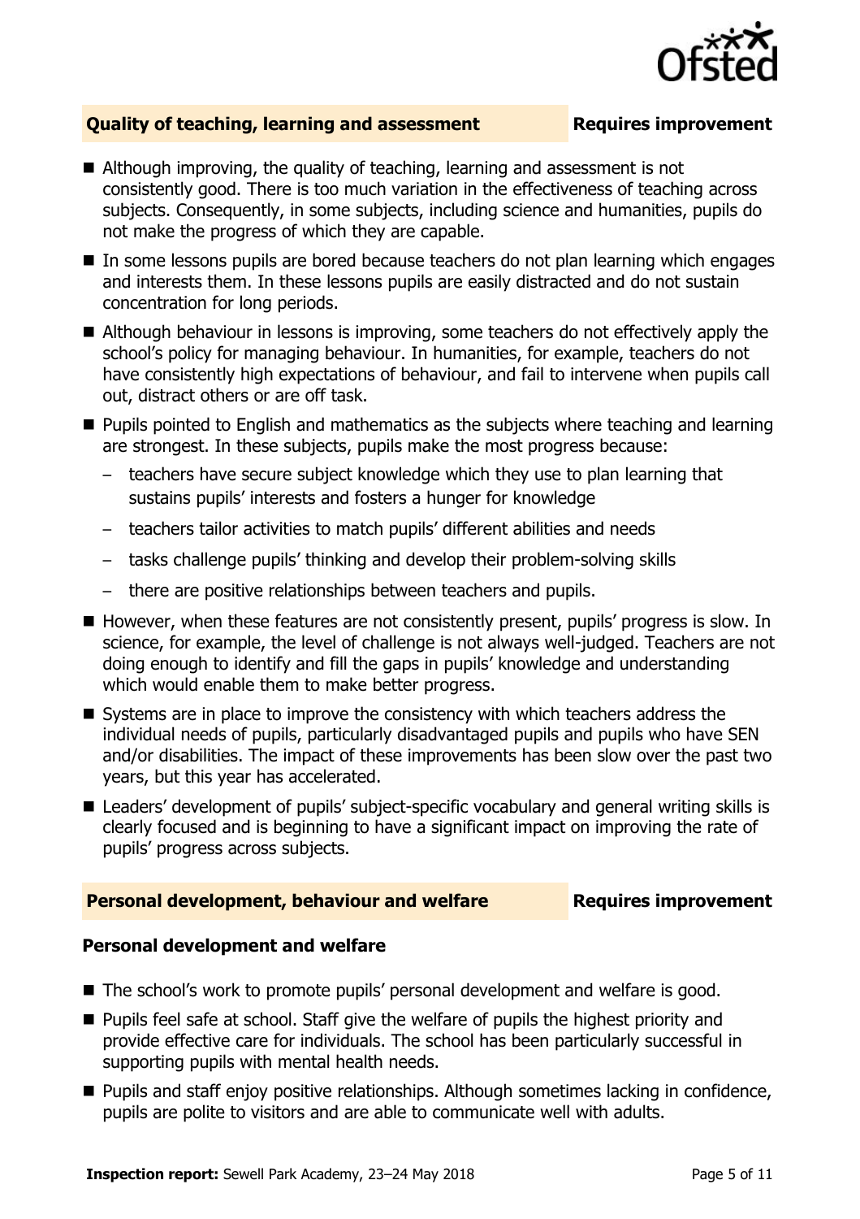## Quality of teaching, learning and assessment — Requires improvement

- Although improving, the quality of teaching, learning and assessment is not consistently good. There is too much variation in the effectiveness of teaching across subjects. Consequently, in some subjects, including science and humanities, pupils do not make the progress of which they are capable.
- In some lessons pupils are bored because teachers do not plan learning which engages and interests them. In these lessons pupils are easily distracted and do not sustain concentration for long periods.
- Although behaviour in lessons is improving, some teachers do not effectively apply the school's policy for managing behaviour. In humanities, for example, teachers do not have consistently high expectations of behaviour, and fail to intervene when pupils call out, distract others or are off task.
- Pupils pointed to English and mathematics as the subjects where teaching and learning are strongest. In these subjects, pupils make the most progress because:
  - teachers have secure subject knowledge which they use to plan learning that sustains pupils' interests and fosters a hunger for knowledge
  - teachers tailor activities to match pupils' different abilities and needs
  - tasks challenge pupils' thinking and develop their problem-solving skills
  - there are positive relationships between teachers and pupils.
- However, when these features are not consistently present, pupils' progress is slow. In science, for example, the level of challenge is not always well-judged. Teachers are not doing enough to identify and fill the gaps in pupils' knowledge and understanding which would enable them to make better progress.
- Systems are in place to improve the consistency with which teachers address the individual needs of pupils, particularly disadvantaged pupils and pupils who have SEN and/or disabilities. The impact of these improvements has been slow over the past two years, but this year has accelerated.
- Leaders' development of pupils' subject-specific vocabulary and general writing skills is clearly focused and is beginning to have a significant impact on improving the rate of pupils' progress across subjects.

## Personal development, behaviour and welfare — Requires improvement

### Personal development and welfare

- The school's work to promote pupils' personal development and welfare is good.
- Pupils feel safe at school. Staff give the welfare of pupils the highest priority and provide effective care for individuals. The school has been particularly successful in supporting pupils with mental health needs.
- Pupils and staff enjoy positive relationships. Although sometimes lacking in confidence, pupils are polite to visitors and are able to communicate well with adults.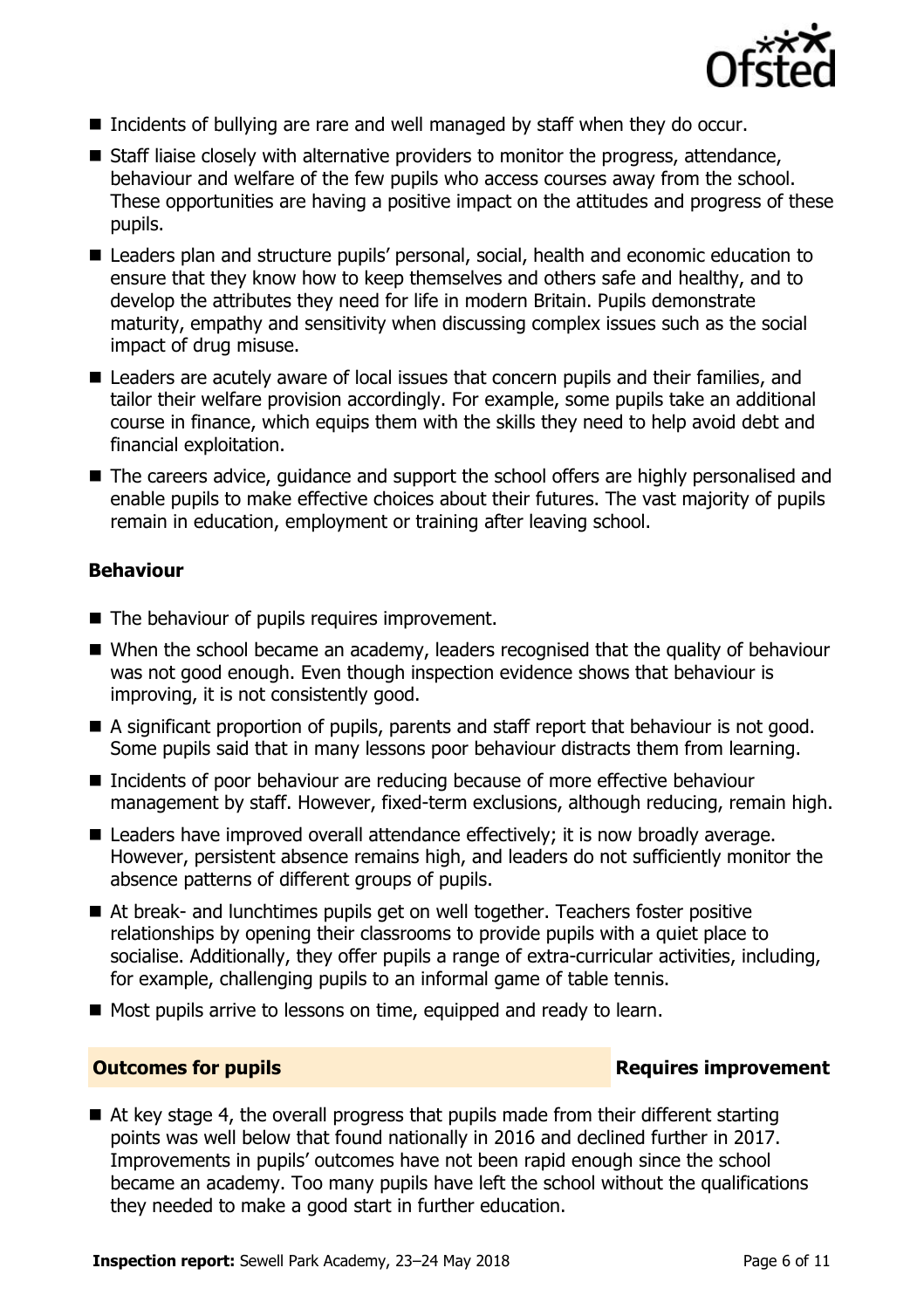- Incidents of bullying are rare and well managed by staff when they do occur.
- Staff liaise closely with alternative providers to monitor the progress, attendance, behaviour and welfare of the few pupils who access courses away from the school. These opportunities are having a positive impact on the attitudes and progress of these pupils.
- Leaders plan and structure pupils' personal, social, health and economic education to ensure that they know how to keep themselves and others safe and healthy, and to develop the attributes they need for life in modern Britain. Pupils demonstrate maturity, empathy and sensitivity when discussing complex issues such as the social impact of drug misuse.
- Leaders are acutely aware of local issues that concern pupils and their families, and tailor their welfare provision accordingly. For example, some pupils take an additional course in finance, which equips them with the skills they need to help avoid debt and financial exploitation.
- The careers advice, guidance and support the school offers are highly personalised and enable pupils to make effective choices about their futures. The vast majority of pupils remain in education, employment or training after leaving school.

### Behaviour

- The behaviour of pupils requires improvement.
- When the school became an academy, leaders recognised that the quality of behaviour was not good enough. Even though inspection evidence shows that behaviour is improving, it is not consistently good.
- A significant proportion of pupils, parents and staff report that behaviour is not good. Some pupils said that in many lessons poor behaviour distracts them from learning.
- Incidents of poor behaviour are reducing because of more effective behaviour management by staff. However, fixed-term exclusions, although reducing, remain high.
- Leaders have improved overall attendance effectively; it is now broadly average. However, persistent absence remains high, and leaders do not sufficiently monitor the absence patterns of different groups of pupils.
- At break- and lunchtimes pupils get on well together. Teachers foster positive relationships by opening their classrooms to provide pupils with a quiet place to socialise. Additionally, they offer pupils a range of extra-curricular activities, including, for example, challenging pupils to an informal game of table tennis.
- Most pupils arrive to lessons on time, equipped and ready to learn.

## Outcomes for pupils — Requires improvement

- At key stage 4, the overall progress that pupils made from their different starting points was well below that found nationally in 2016 and declined further in 2017. Improvements in pupils' outcomes have not been rapid enough since the school became an academy. Too many pupils have left the school without the qualifications they needed to make a good start in further education.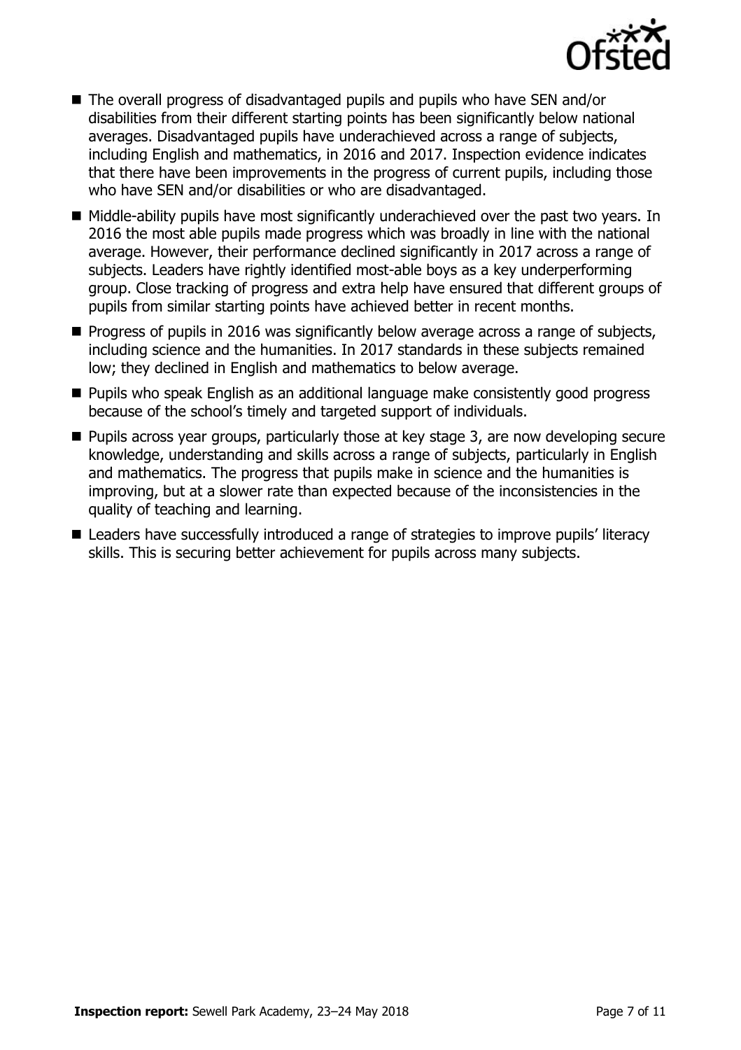- The overall progress of disadvantaged pupils and pupils who have SEN and/or disabilities from their different starting points has been significantly below national averages. Disadvantaged pupils have underachieved across a range of subjects, including English and mathematics, in 2016 and 2017. Inspection evidence indicates that there have been improvements in the progress of current pupils, including those who have SEN and/or disabilities or who are disadvantaged.
- Middle-ability pupils have most significantly underachieved over the past two years. In 2016 the most able pupils made progress which was broadly in line with the national average. However, their performance declined significantly in 2017 across a range of subjects. Leaders have rightly identified most-able boys as a key underperforming group. Close tracking of progress and extra help have ensured that different groups of pupils from similar starting points have achieved better in recent months.
- Progress of pupils in 2016 was significantly below average across a range of subjects, including science and the humanities. In 2017 standards in these subjects remained low; they declined in English and mathematics to below average.
- Pupils who speak English as an additional language make consistently good progress because of the school's timely and targeted support of individuals.
- Pupils across year groups, particularly those at key stage 3, are now developing secure knowledge, understanding and skills across a range of subjects, particularly in English and mathematics. The progress that pupils make in science and the humanities is improving, but at a slower rate than expected because of the inconsistencies in the quality of teaching and learning.
- Leaders have successfully introduced a range of strategies to improve pupils' literacy skills. This is securing better achievement for pupils across many subjects.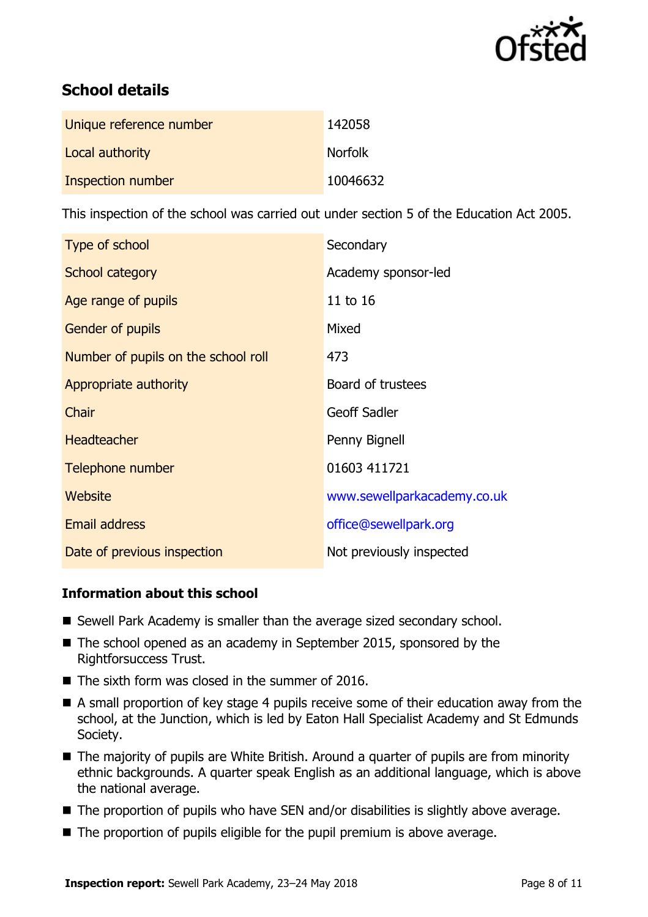## School details

| | |
|---|---|
| Unique reference number | 142058 |
| Local authority | Norfolk |
| Inspection number | 10046632 |

This inspection of the school was carried out under section 5 of the Education Act 2005.

| | |
|---|---|
| Type of school | Secondary |
| School category | Academy sponsor-led |
| Age range of pupils | 11 to 16 |
| Gender of pupils | Mixed |
| Number of pupils on the school roll | 473 |
| Appropriate authority | Board of trustees |
| Chair | Geoff Sadler |
| Headteacher | Penny Bignell |
| Telephone number | 01603 411721 |
| Website | www.sewellparkacademy.co.uk |
| Email address | office@sewellpark.org |
| Date of previous inspection | Not previously inspected |

### Information about this school

- Sewell Park Academy is smaller than the average sized secondary school.
- The school opened as an academy in September 2015, sponsored by the Rightforsuccess Trust.
- The sixth form was closed in the summer of 2016.
- A small proportion of key stage 4 pupils receive some of their education away from the school, at the Junction, which is led by Eaton Hall Specialist Academy and St Edmunds Society.
- The majority of pupils are White British. Around a quarter of pupils are from minority ethnic backgrounds. A quarter speak English as an additional language, which is above the national average.
- The proportion of pupils who have SEN and/or disabilities is slightly above average.
- The proportion of pupils eligible for the pupil premium is above average.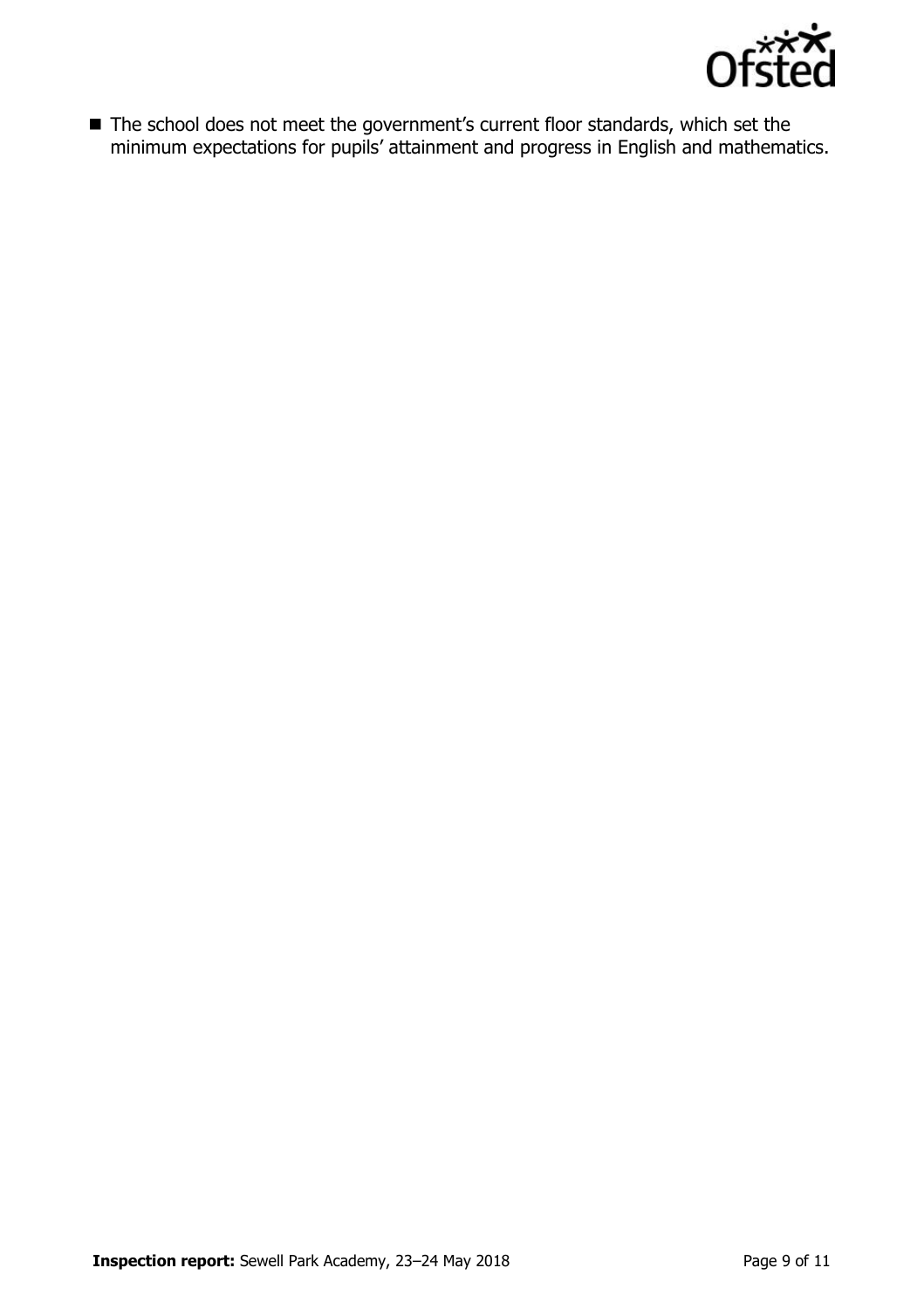- The school does not meet the government's current floor standards, which set the minimum expectations for pupils' attainment and progress in English and mathematics.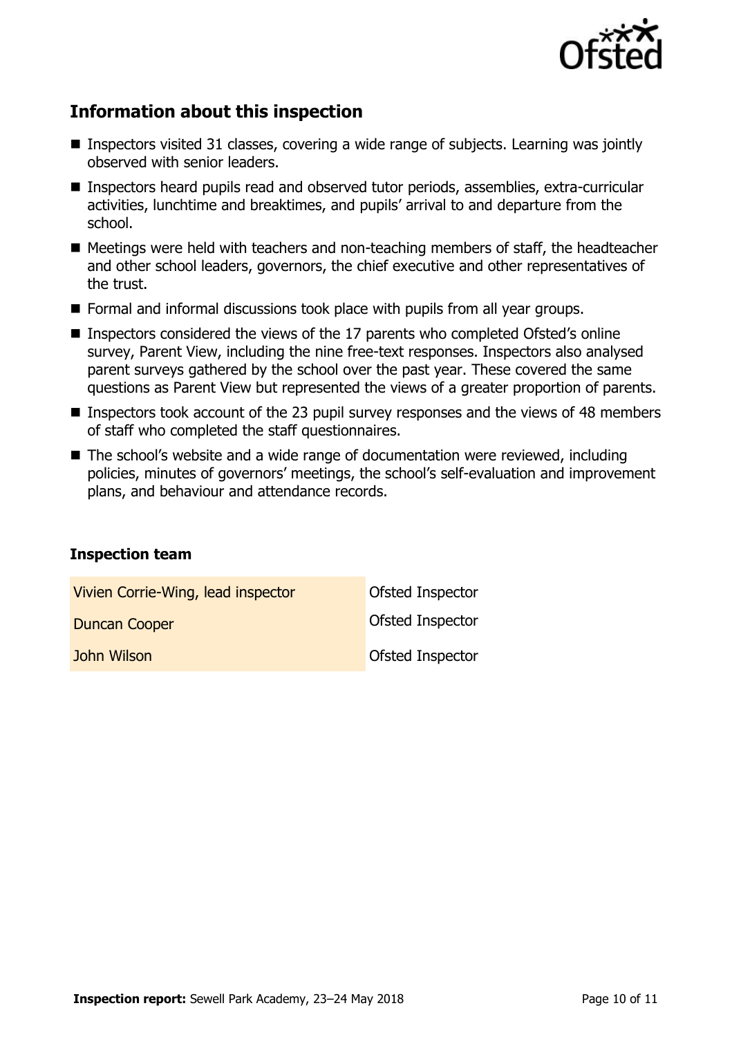## Information about this inspection

- Inspectors visited 31 classes, covering a wide range of subjects. Learning was jointly observed with senior leaders.
- Inspectors heard pupils read and observed tutor periods, assemblies, extra-curricular activities, lunchtime and breaktimes, and pupils' arrival to and departure from the school.
- Meetings were held with teachers and non-teaching members of staff, the headteacher and other school leaders, governors, the chief executive and other representatives of the trust.
- Formal and informal discussions took place with pupils from all year groups.
- Inspectors considered the views of the 17 parents who completed Ofsted's online survey, Parent View, including the nine free-text responses. Inspectors also analysed parent surveys gathered by the school over the past year. These covered the same questions as Parent View but represented the views of a greater proportion of parents.
- Inspectors took account of the 23 pupil survey responses and the views of 48 members of staff who completed the staff questionnaires.
- The school's website and a wide range of documentation were reviewed, including policies, minutes of governors' meetings, the school's self-evaluation and improvement plans, and behaviour and attendance records.

### Inspection team

| | |
|---|---|
| Vivien Corrie-Wing, lead inspector | Ofsted Inspector |
| Duncan Cooper | Ofsted Inspector |
| John Wilson | Ofsted Inspector |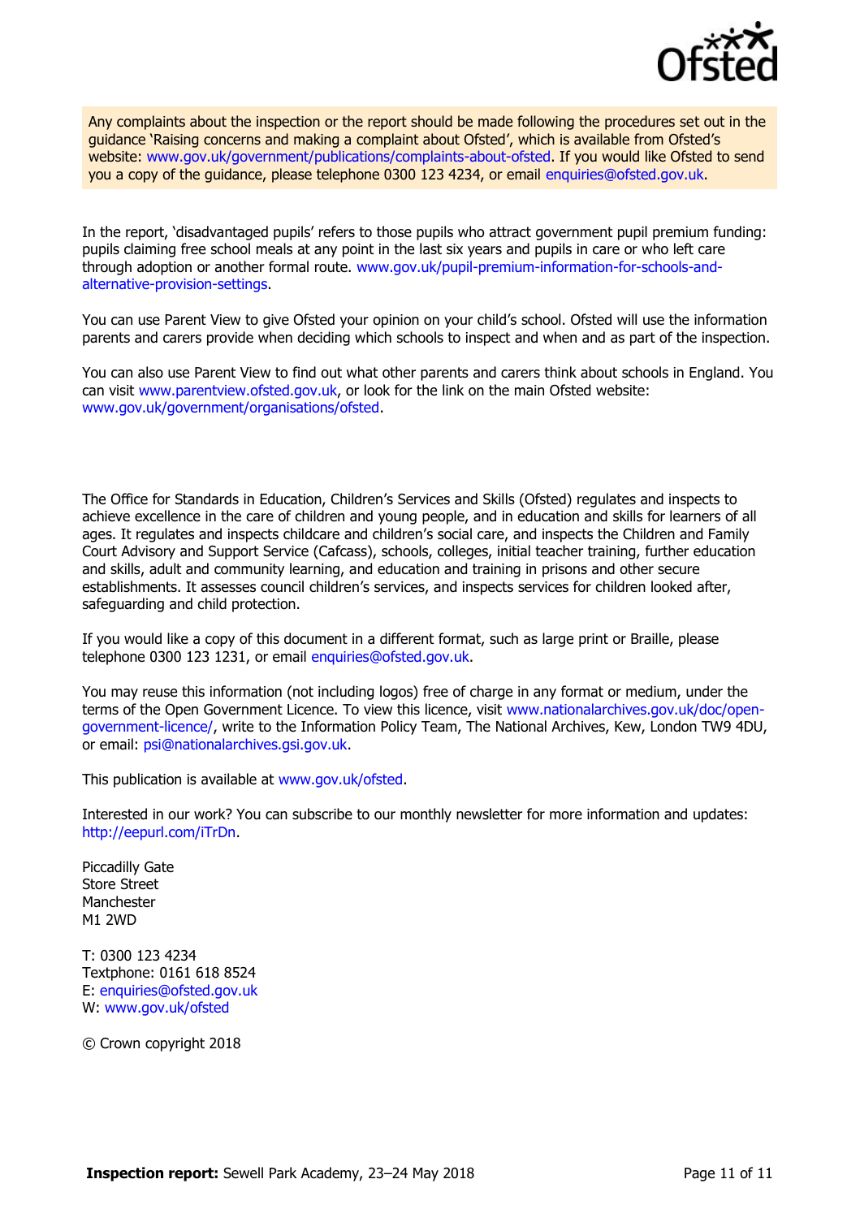Any complaints about the inspection or the report should be made following the procedures set out in the guidance 'Raising concerns and making a complaint about Ofsted', which is available from Ofsted's website: www.gov.uk/government/publications/complaints-about-ofsted. If you would like Ofsted to send you a copy of the guidance, please telephone 0300 123 4234, or email enquiries@ofsted.gov.uk.

In the report, 'disadvantaged pupils' refers to those pupils who attract government pupil premium funding: pupils claiming free school meals at any point in the last six years and pupils in care or who left care through adoption or another formal route. www.gov.uk/pupil-premium-information-for-schools-and-alternative-provision-settings.

You can use Parent View to give Ofsted your opinion on your child's school. Ofsted will use the information parents and carers provide when deciding which schools to inspect and when and as part of the inspection.

You can also use Parent View to find out what other parents and carers think about schools in England. You can visit www.parentview.ofsted.gov.uk, or look for the link on the main Ofsted website: www.gov.uk/government/organisations/ofsted.

The Office for Standards in Education, Children's Services and Skills (Ofsted) regulates and inspects to achieve excellence in the care of children and young people, and in education and skills for learners of all ages. It regulates and inspects childcare and children's social care, and inspects the Children and Family Court Advisory and Support Service (Cafcass), schools, colleges, initial teacher training, further education and skills, adult and community learning, and education and training in prisons and other secure establishments. It assesses council children's services, and inspects services for children looked after, safeguarding and child protection.

If you would like a copy of this document in a different format, such as large print or Braille, please telephone 0300 123 1231, or email enquiries@ofsted.gov.uk.

You may reuse this information (not including logos) free of charge in any format or medium, under the terms of the Open Government Licence. To view this licence, visit www.nationalarchives.gov.uk/doc/open-government-licence/, write to the Information Policy Team, The National Archives, Kew, London TW9 4DU, or email: psi@nationalarchives.gsi.gov.uk.

This publication is available at www.gov.uk/ofsted.

Interested in our work? You can subscribe to our monthly newsletter for more information and updates: http://eepurl.com/iTrDn.

Piccadilly Gate
Store Street
Manchester
M1 2WD

T: 0300 123 4234
Textphone: 0161 618 8524
E: enquiries@ofsted.gov.uk
W: www.gov.uk/ofsted

© Crown copyright 2018